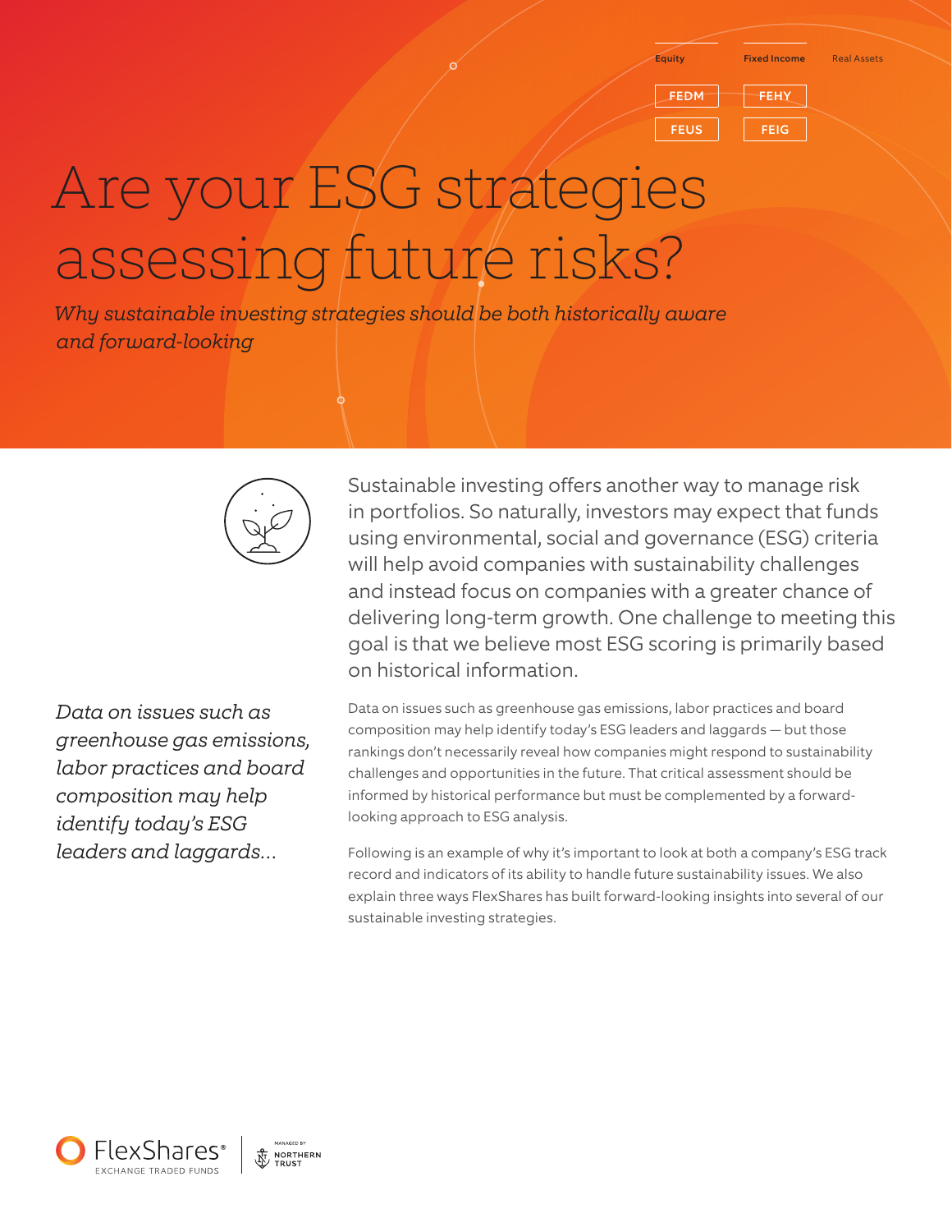| Equity | Fixed Income | Real Assets |
| --- | --- | --- |
| FEDM | FEHY | |
| FEUS | FEIG | |

# Are your ESG strategies assessing future risks?

*Why sustainable investing strategies should be both historically aware and forward-looking*

Sustainable investing offers another way to manage risk in portfolios. So naturally, investors may expect that funds using environmental, social and governance (ESG) criteria will help avoid companies with sustainability challenges and instead focus on companies with a greater chance of delivering long-term growth. One challenge to meeting this goal is that we believe most ESG scoring is primarily based on historical information.

*Data on issues such as greenhouse gas emissions, labor practices and board composition may help identify today's ESG leaders and laggards...*

Data on issues such as greenhouse gas emissions, labor practices and board composition may help identify today's ESG leaders and laggards — but those rankings don't necessarily reveal how companies might respond to sustainability challenges and opportunities in the future. That critical assessment should be informed by historical performance but must be complemented by a forward-looking approach to ESG analysis.

Following is an example of why it's important to look at both a company's ESG track record and indicators of its ability to handle future sustainability issues. We also explain three ways FlexShares has built forward-looking insights into several of our sustainable investing strategies.

FlexShares® EXCHANGE TRADED FUNDS | MANAGED BY NORTHERN TRUST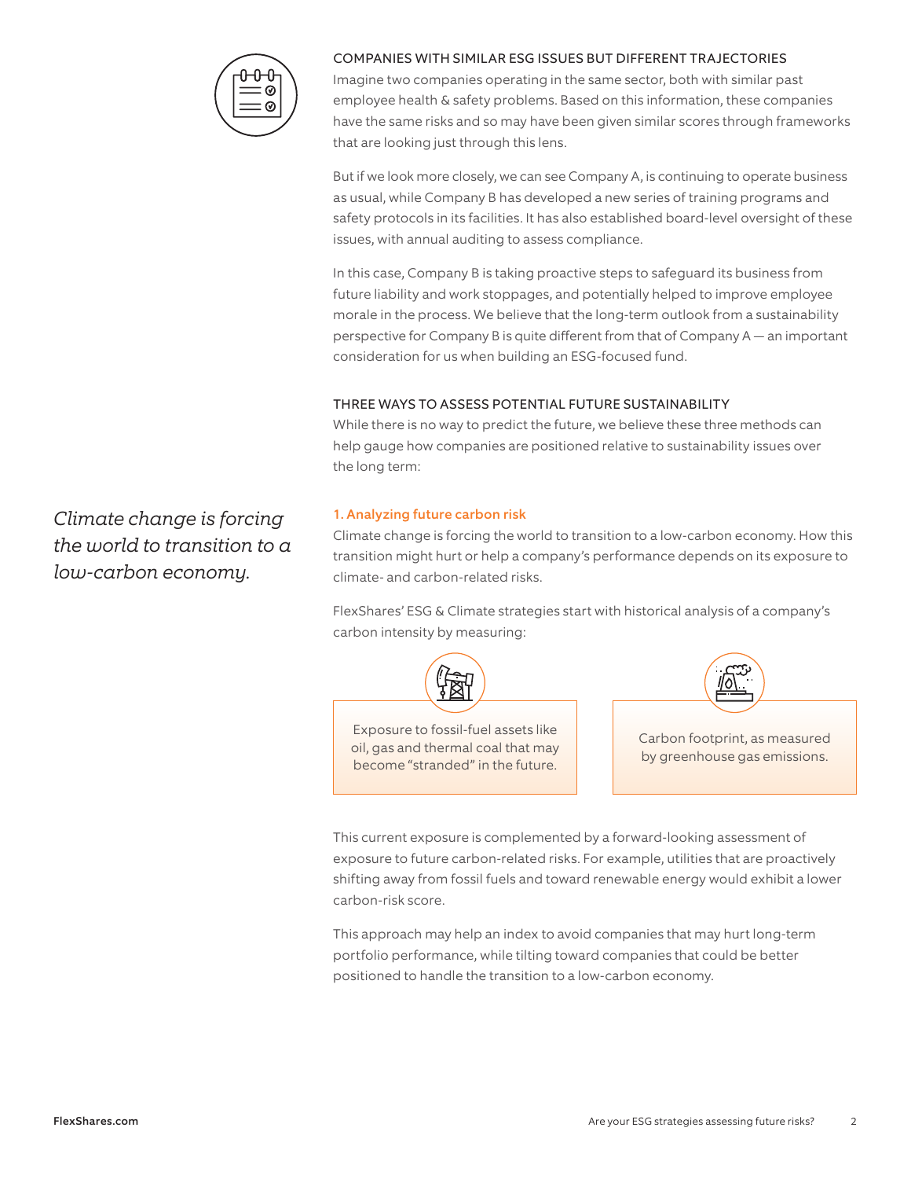## COMPANIES WITH SIMILAR ESG ISSUES BUT DIFFERENT TRAJECTORIES

Imagine two companies operating in the same sector, both with similar past employee health & safety problems. Based on this information, these companies have the same risks and so may have been given similar scores through frameworks that are looking just through this lens.

But if we look more closely, we can see Company A, is continuing to operate business as usual, while Company B has developed a new series of training programs and safety protocols in its facilities. It has also established board-level oversight of these issues, with annual auditing to assess compliance.

In this case, Company B is taking proactive steps to safeguard its business from future liability and work stoppages, and potentially helped to improve employee morale in the process. We believe that the long-term outlook from a sustainability perspective for Company B is quite different from that of Company A — an important consideration for us when building an ESG-focused fund.

## THREE WAYS TO ASSESS POTENTIAL FUTURE SUSTAINABILITY

While there is no way to predict the future, we believe these three methods can help gauge how companies are positioned relative to sustainability issues over the long term:

*Climate change is forcing the world to transition to a low-carbon economy.*

### 1. Analyzing future carbon risk

Climate change is forcing the world to transition to a low-carbon economy. How this transition might hurt or help a company's performance depends on its exposure to climate- and carbon-related risks.

FlexShares' ESG & Climate strategies start with historical analysis of a company's carbon intensity by measuring:

- Exposure to fossil-fuel assets like oil, gas and thermal coal that may become "stranded" in the future.
- Carbon footprint, as measured by greenhouse gas emissions.

This current exposure is complemented by a forward-looking assessment of exposure to future carbon-related risks. For example, utilities that are proactively shifting away from fossil fuels and toward renewable energy would exhibit a lower carbon-risk score.

This approach may help an index to avoid companies that may hurt long-term portfolio performance, while tilting toward companies that could be better positioned to handle the transition to a low-carbon economy.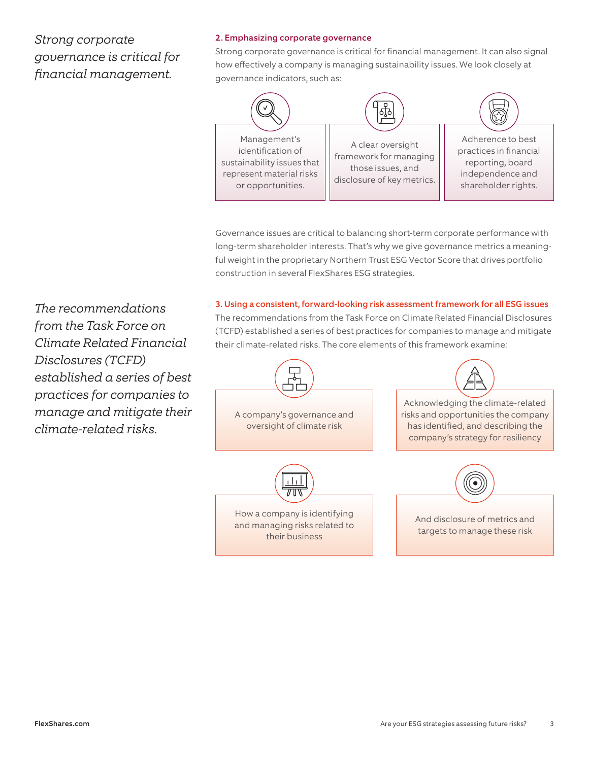*Strong corporate governance is critical for financial management.*

### 2. Emphasizing corporate governance

Strong corporate governance is critical for financial management. It can also signal how effectively a company is managing sustainability issues. We look closely at governance indicators, such as:

- Management's identification of sustainability issues that represent material risks or opportunities.
- A clear oversight framework for managing those issues, and disclosure of key metrics.
- Adherence to best practices in financial reporting, board independence and shareholder rights.

Governance issues are critical to balancing short-term corporate performance with long-term shareholder interests. That's why we give governance metrics a meaningful weight in the proprietary Northern Trust ESG Vector Score that drives portfolio construction in several FlexShares ESG strategies.

*The recommendations from the Task Force on Climate Related Financial Disclosures (TCFD) established a series of best practices for companies to manage and mitigate their climate-related risks.*

### 3. Using a consistent, forward-looking risk assessment framework for all ESG issues

The recommendations from the Task Force on Climate Related Financial Disclosures (TCFD) established a series of best practices for companies to manage and mitigate their climate-related risks. The core elements of this framework examine:

- A company's governance and oversight of climate risk
- Acknowledging the climate-related risks and opportunities the company has identified, and describing the company's strategy for resiliency
- How a company is identifying and managing risks related to their business
- And disclosure of metrics and targets to manage these risk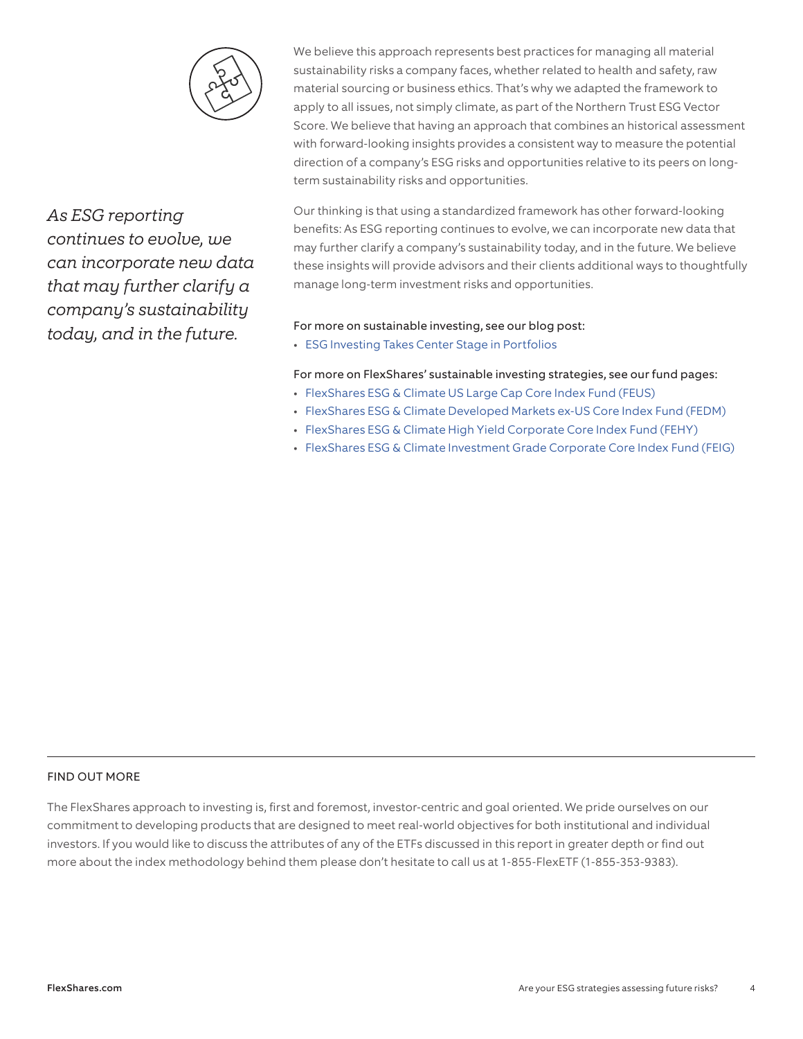We believe this approach represents best practices for managing all material sustainability risks a company faces, whether related to health and safety, raw material sourcing or business ethics. That's why we adapted the framework to apply to all issues, not simply climate, as part of the Northern Trust ESG Vector Score. We believe that having an approach that combines an historical assessment with forward-looking insights provides a consistent way to measure the potential direction of a company's ESG risks and opportunities relative to its peers on long-term sustainability risks and opportunities.

*As ESG reporting continues to evolve, we can incorporate new data that may further clarify a company's sustainability today, and in the future.*

Our thinking is that using a standardized framework has other forward-looking benefits: As ESG reporting continues to evolve, we can incorporate new data that may further clarify a company's sustainability today, and in the future. We believe these insights will provide advisors and their clients additional ways to thoughtfully manage long-term investment risks and opportunities.

For more on sustainable investing, see our blog post:

- ESG Investing Takes Center Stage in Portfolios

For more on FlexShares' sustainable investing strategies, see our fund pages:

- FlexShares ESG & Climate US Large Cap Core Index Fund (FEUS)
- FlexShares ESG & Climate Developed Markets ex-US Core Index Fund (FEDM)
- FlexShares ESG & Climate High Yield Corporate Core Index Fund (FEHY)
- FlexShares ESG & Climate Investment Grade Corporate Core Index Fund (FEIG)

## FIND OUT MORE

The FlexShares approach to investing is, first and foremost, investor-centric and goal oriented. We pride ourselves on our commitment to developing products that are designed to meet real-world objectives for both institutional and individual investors. If you would like to discuss the attributes of any of the ETFs discussed in this report in greater depth or find out more about the index methodology behind them please don't hesitate to call us at 1-855-FlexETF (1-855-353-9383).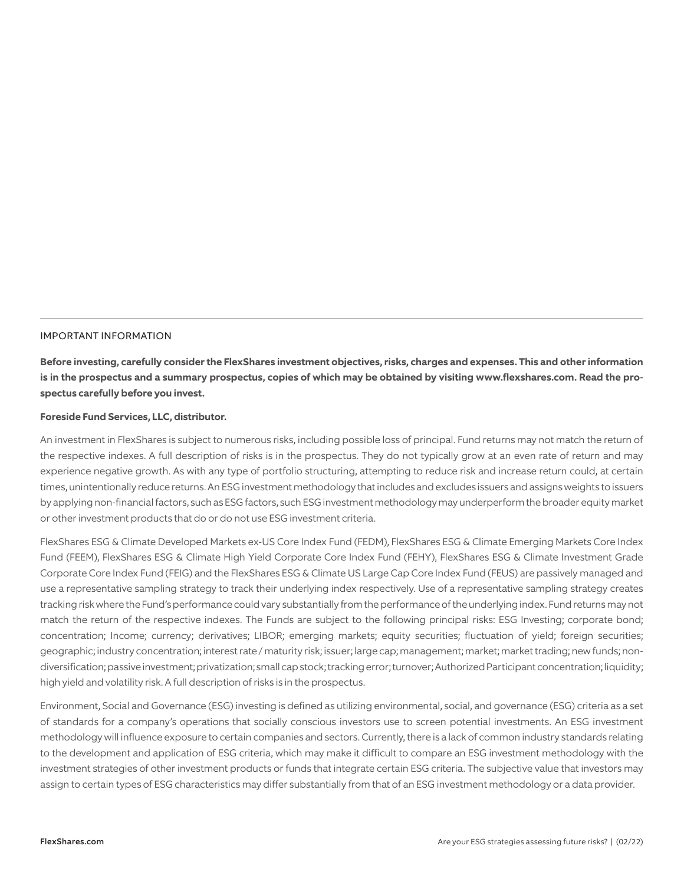IMPORTANT INFORMATION

**Before investing, carefully consider the FlexShares investment objectives, risks, charges and expenses. This and other information is in the prospectus and a summary prospectus, copies of which may be obtained by visiting www.flexshares.com. Read the prospectus carefully before you invest.**

**Foreside Fund Services, LLC, distributor.**

An investment in FlexShares is subject to numerous risks, including possible loss of principal. Fund returns may not match the return of the respective indexes. A full description of risks is in the prospectus. They do not typically grow at an even rate of return and may experience negative growth. As with any type of portfolio structuring, attempting to reduce risk and increase return could, at certain times, unintentionally reduce returns. An ESG investment methodology that includes and excludes issuers and assigns weights to issuers by applying non-financial factors, such as ESG factors, such ESG investment methodology may underperform the broader equity market or other investment products that do or do not use ESG investment criteria.

FlexShares ESG & Climate Developed Markets ex-US Core Index Fund (FEDM), FlexShares ESG & Climate Emerging Markets Core Index Fund (FEEM), FlexShares ESG & Climate High Yield Corporate Core Index Fund (FEHY), FlexShares ESG & Climate Investment Grade Corporate Core Index Fund (FEIG) and the FlexShares ESG & Climate US Large Cap Core Index Fund (FEUS) are passively managed and use a representative sampling strategy to track their underlying index respectively. Use of a representative sampling strategy creates tracking risk where the Fund's performance could vary substantially from the performance of the underlying index. Fund returns may not match the return of the respective indexes. The Funds are subject to the following principal risks: ESG Investing; corporate bond; concentration; Income; currency; derivatives; LIBOR; emerging markets; equity securities; fluctuation of yield; foreign securities; geographic; industry concentration; interest rate / maturity risk; issuer; large cap; management; market; market trading; new funds; non-diversification; passive investment; privatization; small cap stock; tracking error; turnover; Authorized Participant concentration; liquidity; high yield and volatility risk. A full description of risks is in the prospectus.

Environment, Social and Governance (ESG) investing is defined as utilizing environmental, social, and governance (ESG) criteria as a set of standards for a company's operations that socially conscious investors use to screen potential investments. An ESG investment methodology will influence exposure to certain companies and sectors. Currently, there is a lack of common industry standards relating to the development and application of ESG criteria, which may make it difficult to compare an ESG investment methodology with the investment strategies of other investment products or funds that integrate certain ESG criteria. The subjective value that investors may assign to certain types of ESG characteristics may differ substantially from that of an ESG investment methodology or a data provider.